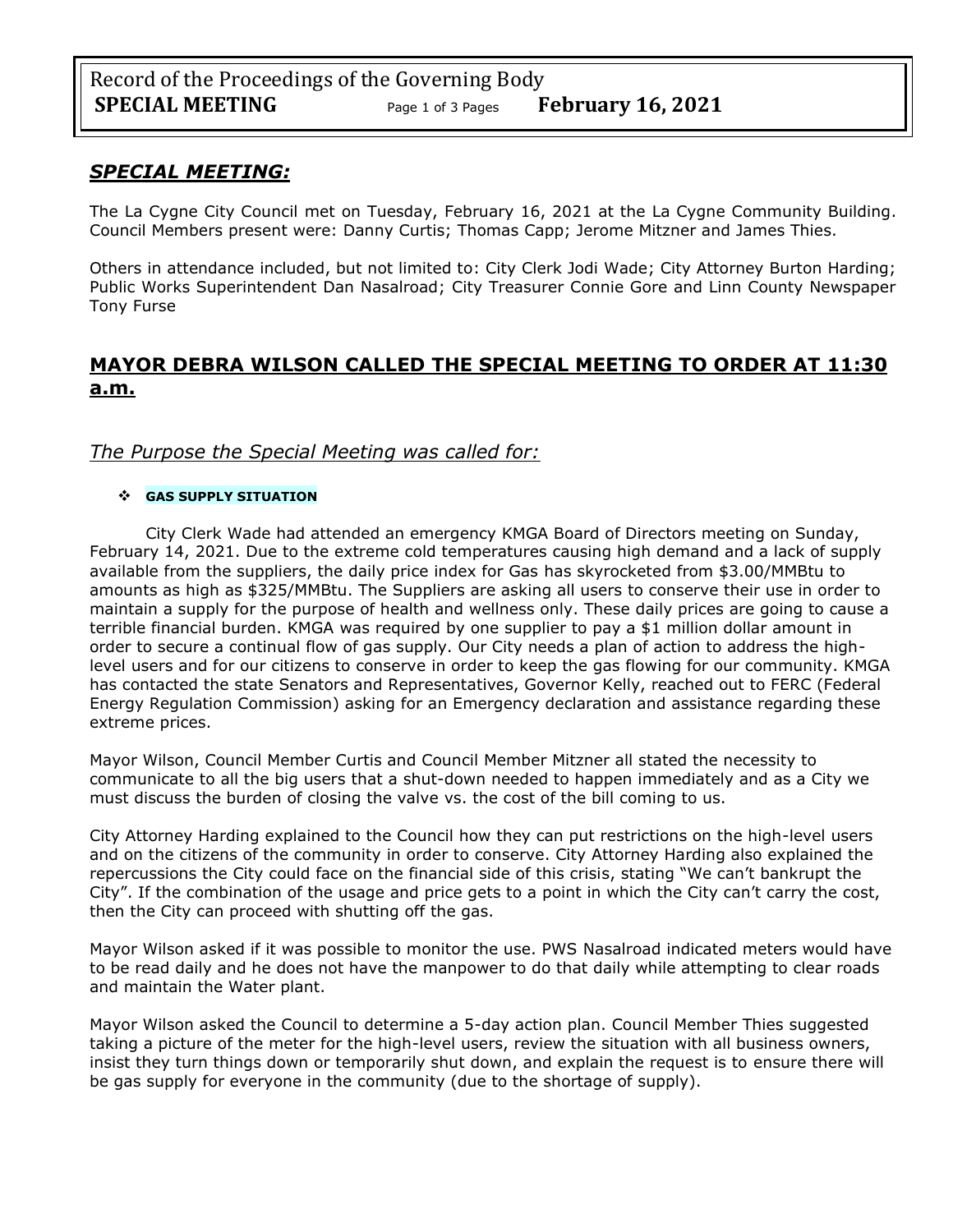## *SPECIAL MEETING:*

The La Cygne City Council met on Tuesday, February 16, 2021 at the La Cygne Community Building. Council Members present were: Danny Curtis; Thomas Capp; Jerome Mitzner and James Thies.

Others in attendance included, but not limited to: City Clerk Jodi Wade; City Attorney Burton Harding; Public Works Superintendent Dan Nasalroad; City Treasurer Connie Gore and Linn County Newspaper Tony Furse

## **MAYOR DEBRA WILSON CALLED THE SPECIAL MEETING TO ORDER AT 11:30 a.m.**

### *The Purpose the Special Meeting was called for:*

- **GAS SUPPLY SITUATION**

City Clerk Wade had attended an emergency KMGA Board of Directors meeting on Sunday, February 14, 2021. Due to the extreme cold temperatures causing high demand and a lack of supply available from the suppliers, the daily price index for Gas has skyrocketed from $3.00/MMBtu to amounts as high as $325/MMBtu. The Suppliers are asking all users to conserve their use in order to maintain a supply for the purpose of health and wellness only. These daily prices are going to cause a terrible financial burden. KMGA was required by one supplier to pay a $1 million dollar amount in order to secure a continual flow of gas supply. Our City needs a plan of action to address the high-level users and for our citizens to conserve in order to keep the gas flowing for our community. KMGA has contacted the state Senators and Representatives, Governor Kelly, reached out to FERC (Federal Energy Regulation Commission) asking for an Emergency declaration and assistance regarding these extreme prices.

Mayor Wilson, Council Member Curtis and Council Member Mitzner all stated the necessity to communicate to all the big users that a shut-down needed to happen immediately and as a City we must discuss the burden of closing the valve vs. the cost of the bill coming to us.

City Attorney Harding explained to the Council how they can put restrictions on the high-level users and on the citizens of the community in order to conserve. City Attorney Harding also explained the repercussions the City could face on the financial side of this crisis, stating "We can't bankrupt the City". If the combination of the usage and price gets to a point in which the City can't carry the cost, then the City can proceed with shutting off the gas.

Mayor Wilson asked if it was possible to monitor the use. PWS Nasalroad indicated meters would have to be read daily and he does not have the manpower to do that daily while attempting to clear roads and maintain the Water plant.

Mayor Wilson asked the Council to determine a 5-day action plan. Council Member Thies suggested taking a picture of the meter for the high-level users, review the situation with all business owners, insist they turn things down or temporarily shut down, and explain the request is to ensure there will be gas supply for everyone in the community (due to the shortage of supply).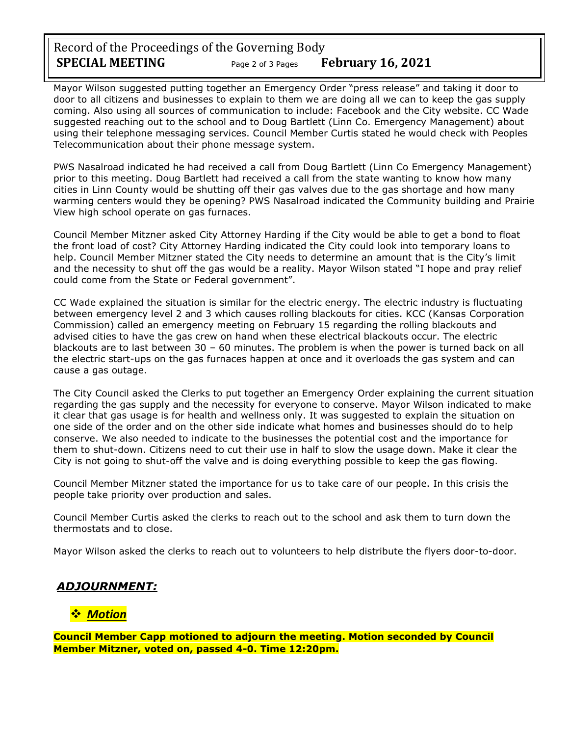Mayor Wilson suggested putting together an Emergency Order "press release" and taking it door to door to all citizens and businesses to explain to them we are doing all we can to keep the gas supply coming. Also using all sources of communication to include: Facebook and the City website. CC Wade suggested reaching out to the school and to Doug Bartlett (Linn Co. Emergency Management) about using their telephone messaging services. Council Member Curtis stated he would check with Peoples Telecommunication about their phone message system.

PWS Nasalroad indicated he had received a call from Doug Bartlett (Linn Co Emergency Management) prior to this meeting. Doug Bartlett had received a call from the state wanting to know how many cities in Linn County would be shutting off their gas valves due to the gas shortage and how many warming centers would they be opening? PWS Nasalroad indicated the Community building and Prairie View high school operate on gas furnaces.

Council Member Mitzner asked City Attorney Harding if the City would be able to get a bond to float the front load of cost? City Attorney Harding indicated the City could look into temporary loans to help. Council Member Mitzner stated the City needs to determine an amount that is the City's limit and the necessity to shut off the gas would be a reality. Mayor Wilson stated "I hope and pray relief could come from the State or Federal government".

CC Wade explained the situation is similar for the electric energy. The electric industry is fluctuating between emergency level 2 and 3 which causes rolling blackouts for cities. KCC (Kansas Corporation Commission) called an emergency meeting on February 15 regarding the rolling blackouts and advised cities to have the gas crew on hand when these electrical blackouts occur. The electric blackouts are to last between 30 – 60 minutes. The problem is when the power is turned back on all the electric start-ups on the gas furnaces happen at once and it overloads the gas system and can cause a gas outage.

The City Council asked the Clerks to put together an Emergency Order explaining the current situation regarding the gas supply and the necessity for everyone to conserve. Mayor Wilson indicated to make it clear that gas usage is for health and wellness only. It was suggested to explain the situation on one side of the order and on the other side indicate what homes and businesses should do to help conserve. We also needed to indicate to the businesses the potential cost and the importance for them to shut-down. Citizens need to cut their use in half to slow the usage down. Make it clear the City is not going to shut-off the valve and is doing everything possible to keep the gas flowing.

Council Member Mitzner stated the importance for us to take care of our people. In this crisis the people take priority over production and sales.

Council Member Curtis asked the clerks to reach out to the school and ask them to turn down the thermostats and to close.

Mayor Wilson asked the clerks to reach out to volunteers to help distribute the flyers door-to-door.

## ***ADJOURNMENT:***

### ❖ ***Motion***

**Council Member Capp motioned to adjourn the meeting. Motion seconded by Council Member Mitzner, voted on, passed 4-0. Time 12:20pm.**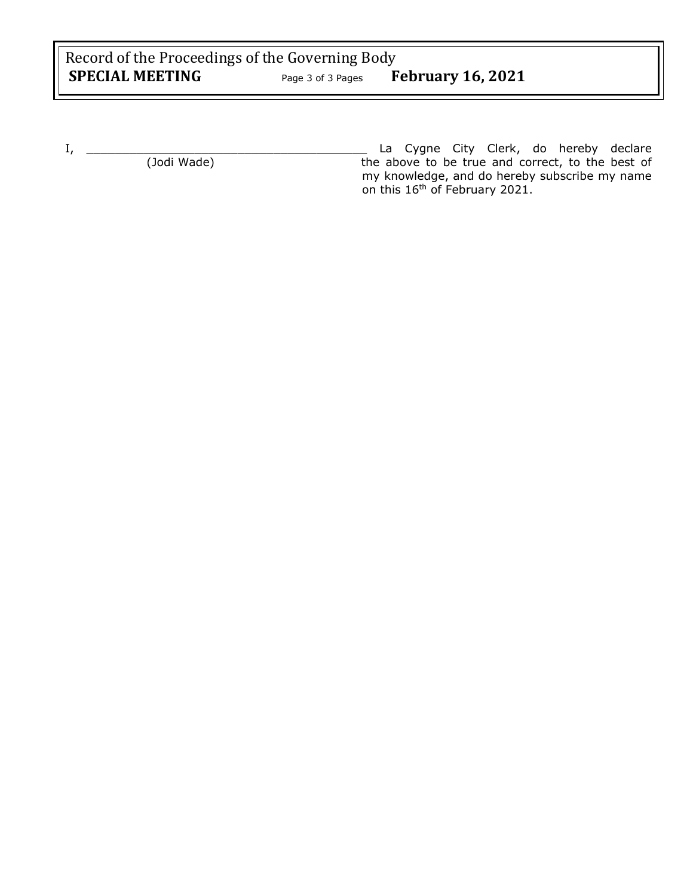I, ________________________________________ La Cygne City Clerk, do hereby declare the above to be true and correct, to the best of my knowledge, and do hereby subscribe my name on this 16th of February 2021.

(Jodi Wade)